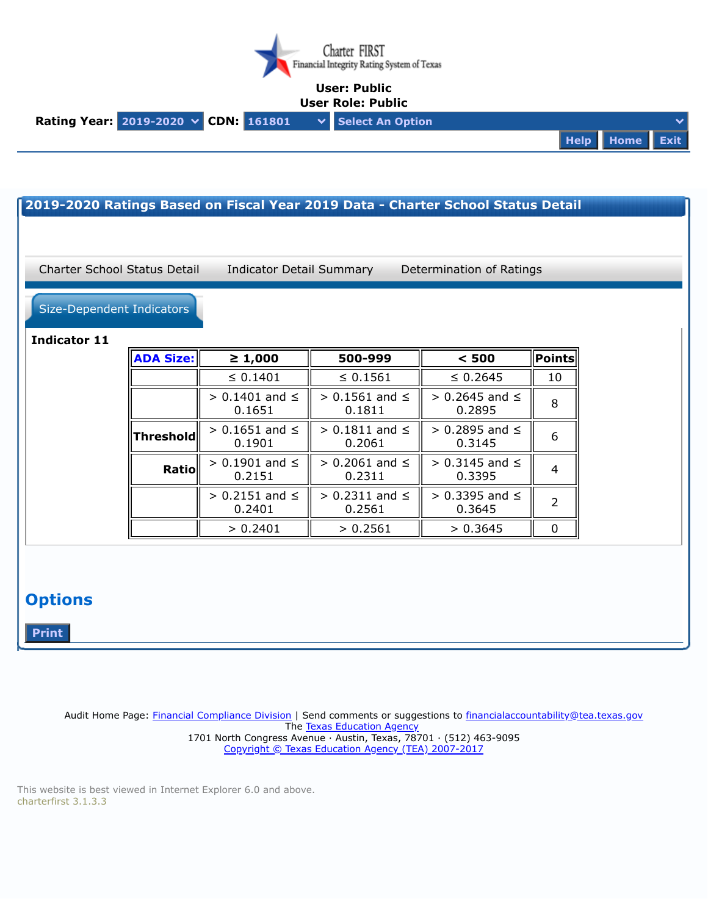Charter FIRST
Financial Integrity Rating System of Texas

**User: Public**
**User Role: Public**

**Rating Year:** 2019-2020 **CDN:** 161801 Select An Option

Help Home Exit

## 2019-2020 Ratings Based on Fiscal Year 2019 Data - Charter School Status Detail

Charter School Status Detail | Indicator Detail Summary | Determination of Ratings

Size-Dependent Indicators

**Indicator 11**

| ADA Size: | ≥ 1,000 | 500-999 | < 500 | Points |
|---|---|---|---|---|
| | ≤ 0.1401 | ≤ 0.1561 | ≤ 0.2645 | 10 |
| | > 0.1401 and ≤ 0.1651 | > 0.1561 and ≤ 0.1811 | > 0.2645 and ≤ 0.2895 | 8 |
| Threshold | > 0.1651 and ≤ 0.1901 | > 0.1811 and ≤ 0.2061 | > 0.2895 and ≤ 0.3145 | 6 |
| Ratio | > 0.1901 and ≤ 0.2151 | > 0.2061 and ≤ 0.2311 | > 0.3145 and ≤ 0.3395 | 4 |
| | > 0.2151 and ≤ 0.2401 | > 0.2311 and ≤ 0.2561 | > 0.3395 and ≤ 0.3645 | 2 |
| | > 0.2401 | > 0.2561 | > 0.3645 | 0 |

## Options

Print

Audit Home Page: Financial Compliance Division | Send comments or suggestions to financialaccountability@tea.texas.gov
The Texas Education Agency
1701 North Congress Avenue · Austin, Texas, 78701 · (512) 463-9095
Copyright © Texas Education Agency (TEA) 2007-2017

This website is best viewed in Internet Explorer 6.0 and above.
charterfirst 3.1.3.3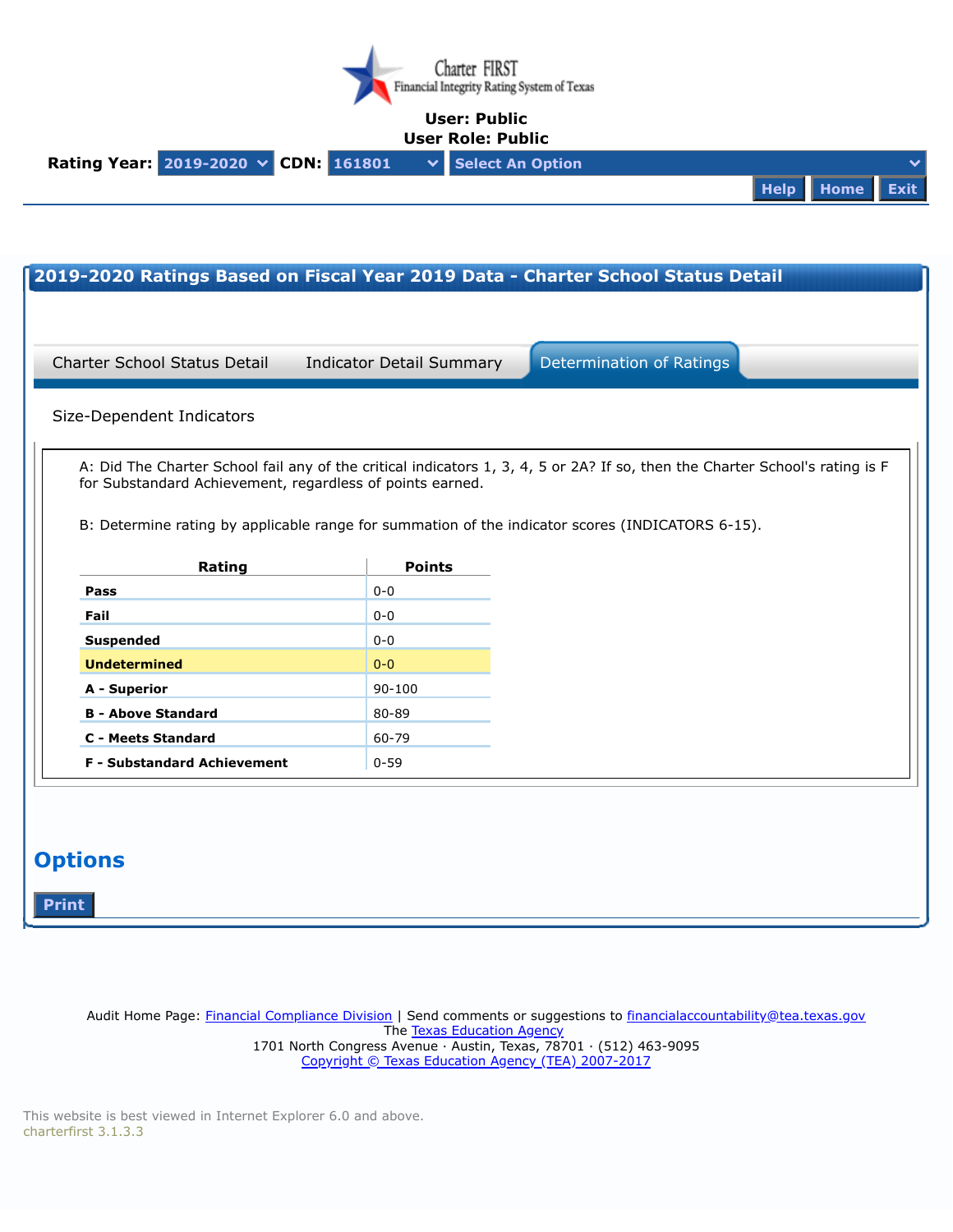Charter FIRST
Financial Integrity Rating System of Texas

**User: Public**
**User Role: Public**

**Rating Year:** 2019-2020 **CDN:** 161801 Select An Option

Help Home Exit

## 2019-2020 Ratings Based on Fiscal Year 2019 Data - Charter School Status Detail

Charter School Status Detail | Indicator Detail Summary | Determination of Ratings

Size-Dependent Indicators

A: Did The Charter School fail any of the critical indicators 1, 3, 4, 5 or 2A? If so, then the Charter School's rating is F for Substandard Achievement, regardless of points earned.

B: Determine rating by applicable range for summation of the indicator scores (INDICATORS 6-15).

| Rating | Points |
|---|---|
| **Pass** | 0-0 |
| **Fail** | 0-0 |
| **Suspended** | 0-0 |
| **Undetermined** | 0-0 |
| **A - Superior** | 90-100 |
| **B - Above Standard** | 80-89 |
| **C - Meets Standard** | 60-79 |
| **F - Substandard Achievement** | 0-59 |

## Options

Print

Audit Home Page: Financial Compliance Division | Send comments or suggestions to financialaccountability@tea.texas.gov
The Texas Education Agency
1701 North Congress Avenue · Austin, Texas, 78701 · (512) 463-9095
Copyright © Texas Education Agency (TEA) 2007-2017

This website is best viewed in Internet Explorer 6.0 and above.
charterfirst 3.1.3.3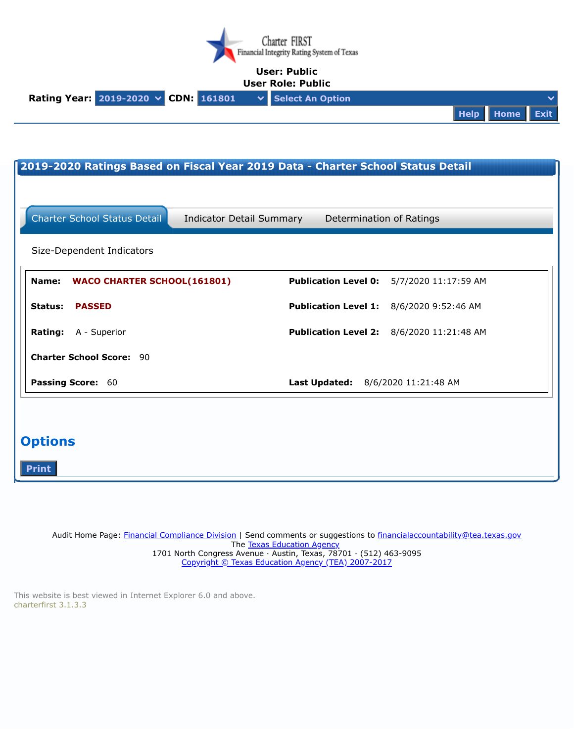Charter FIRST
Financial Integrity Rating System of Texas

**User: Public**
**User Role: Public**

**Rating Year:** 2019-2020 **CDN:** 161801 Select An Option

Help Home Exit

## 2019-2020 Ratings Based on Fiscal Year 2019 Data - Charter School Status Detail

Charter School Status Detail | Indicator Detail Summary | Determination of Ratings

Size-Dependent Indicators

| | | | |
|---|---|---|---|
| **Name:** | **WACO CHARTER SCHOOL(161801)** | **Publication Level 0:** | 5/7/2020 11:17:59 AM |
| **Status:** | **PASSED** | **Publication Level 1:** | 8/6/2020 9:52:46 AM |
| **Rating:** | A - Superior | **Publication Level 2:** | 8/6/2020 11:21:48 AM |
| **Charter School Score:** | 90 | | |
| **Passing Score:** | 60 | **Last Updated:** | 8/6/2020 11:21:48 AM |

## Options

Print

Audit Home Page: Financial Compliance Division | Send comments or suggestions to financialaccountability@tea.texas.gov
The Texas Education Agency
1701 North Congress Avenue · Austin, Texas, 78701 · (512) 463-9095
Copyright © Texas Education Agency (TEA) 2007-2017

This website is best viewed in Internet Explorer 6.0 and above.
charterfirst 3.1.3.3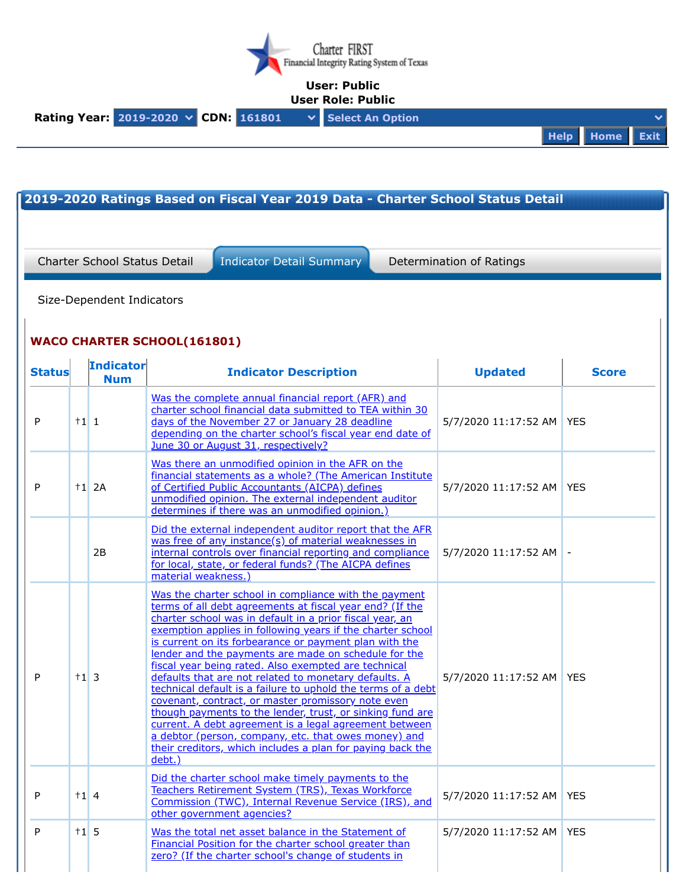Charter FIRST
Financial Integrity Rating System of Texas

**User: Public**
**User Role: Public**

**Rating Year:** 2019-2020 **CDN:** 161801 Select An Option

Help Home Exit

## 2019-2020 Ratings Based on Fiscal Year 2019 Data - Charter School Status Detail

Charter School Status Detail | Indicator Detail Summary | Determination of Ratings

Size-Dependent Indicators

### WACO CHARTER SCHOOL(161801)

| Status | | Indicator Num | Indicator Description | Updated | Score |
|---|---|---|---|---|---|
| P | †1 | 1 | Was the complete annual financial report (AFR) and charter school financial data submitted to TEA within 30 days of the November 27 or January 28 deadline depending on the charter school's fiscal year end date of June 30 or August 31, respectively? | 5/7/2020 11:17:52 AM | YES |
| P | †1 | 2A | Was there an unmodified opinion in the AFR on the financial statements as a whole? (The American Institute of Certified Public Accountants (AICPA) defines unmodified opinion. The external independent auditor determines if there was an unmodified opinion.) | 5/7/2020 11:17:52 AM | YES |
| | | 2B | Did the external independent auditor report that the AFR was free of any instance(s) of material weaknesses in internal controls over financial reporting and compliance for local, state, or federal funds? (The AICPA defines material weakness.) | 5/7/2020 11:17:52 AM | - |
| P | †1 | 3 | Was the charter school in compliance with the payment terms of all debt agreements at fiscal year end? (If the charter school was in default in a prior fiscal year, an exemption applies in following years if the charter school is current on its forbearance or payment plan with the lender and the payments are made on schedule for the fiscal year being rated. Also exempted are technical defaults that are not related to monetary defaults. A technical default is a failure to uphold the terms of a debt covenant, contract, or master promissory note even though payments to the lender, trust, or sinking fund are current. A debt agreement is a legal agreement between a debtor (person, company, etc. that owes money) and their creditors, which includes a plan for paying back the debt.) | 5/7/2020 11:17:52 AM | YES |
| P | †1 | 4 | Did the charter school make timely payments to the Teachers Retirement System (TRS), Texas Workforce Commission (TWC), Internal Revenue Service (IRS), and other government agencies? | 5/7/2020 11:17:52 AM | YES |
| P | †1 | 5 | Was the total net asset balance in the Statement of Financial Position for the charter school greater than zero? (If the charter school's change of students in | 5/7/2020 11:17:52 AM | YES |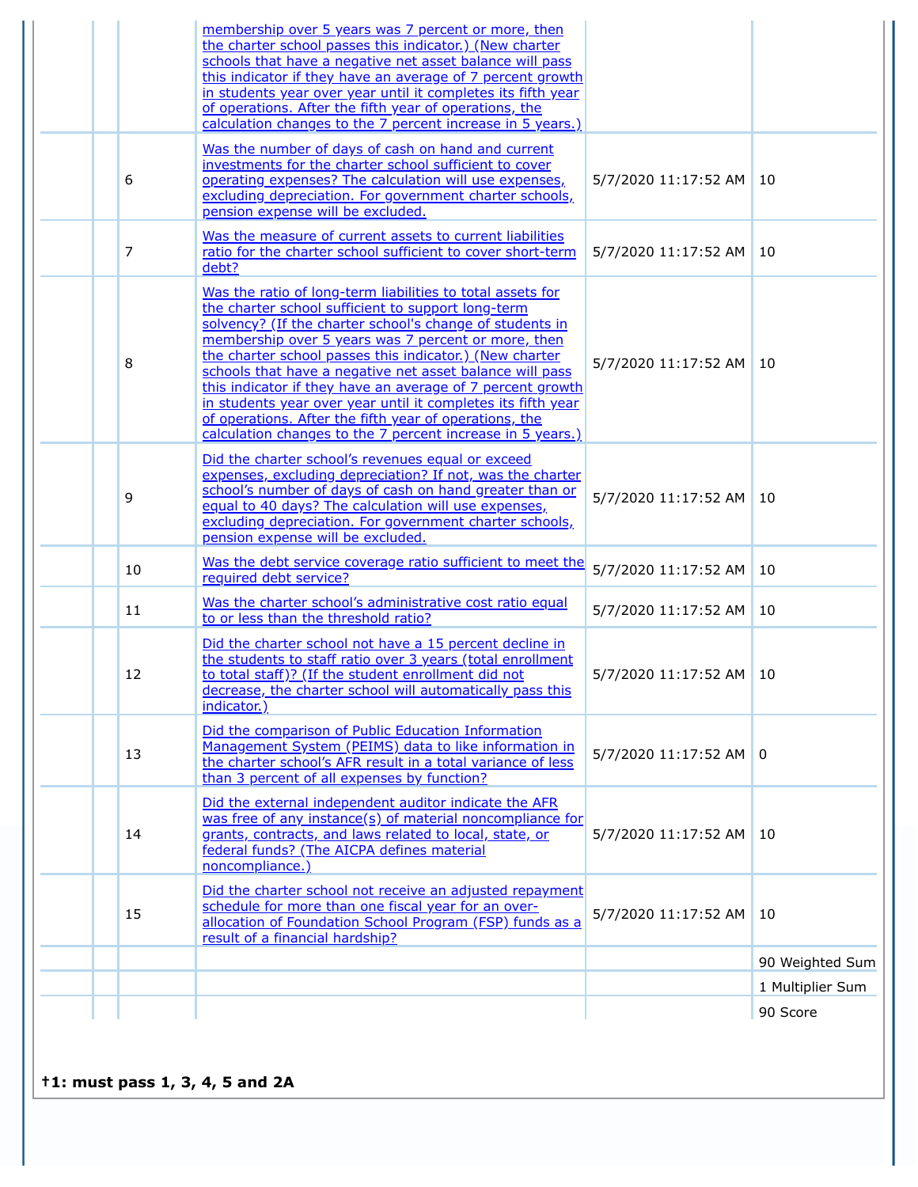| | | | | |
|---|---|---|---|---|
| | | membership over 5 years was 7 percent or more, then the charter school passes this indicator.) (New charter schools that have a negative net asset balance will pass this indicator if they have an average of 7 percent growth in students year over year until it completes its fifth year of operations. After the fifth year of operations, the calculation changes to the 7 percent increase in 5 years.) | | |
| | 6 | Was the number of days of cash on hand and current investments for the charter school sufficient to cover operating expenses? The calculation will use expenses, excluding depreciation. For government charter schools, pension expense will be excluded. | 5/7/2020 11:17:52 AM | 10 |
| | 7 | Was the measure of current assets to current liabilities ratio for the charter school sufficient to cover short-term debt? | 5/7/2020 11:17:52 AM | 10 |
| | 8 | Was the ratio of long-term liabilities to total assets for the charter school sufficient to support long-term solvency? (If the charter school's change of students in membership over 5 years was 7 percent or more, then the charter school passes this indicator.) (New charter schools that have a negative net asset balance will pass this indicator if they have an average of 7 percent growth in students year over year until it completes its fifth year of operations. After the fifth year of operations, the calculation changes to the 7 percent increase in 5 years.) | 5/7/2020 11:17:52 AM | 10 |
| | 9 | Did the charter school's revenues equal or exceed expenses, excluding depreciation? If not, was the charter school's number of days of cash on hand greater than or equal to 40 days? The calculation will use expenses, excluding depreciation. For government charter schools, pension expense will be excluded. | 5/7/2020 11:17:52 AM | 10 |
| | 10 | Was the debt service coverage ratio sufficient to meet the required debt service? | 5/7/2020 11:17:52 AM | 10 |
| | 11 | Was the charter school's administrative cost ratio equal to or less than the threshold ratio? | 5/7/2020 11:17:52 AM | 10 |
| | 12 | Did the charter school not have a 15 percent decline in the students to staff ratio over 3 years (total enrollment to total staff)? (If the student enrollment did not decrease, the charter school will automatically pass this indicator.) | 5/7/2020 11:17:52 AM | 10 |
| | 13 | Did the comparison of Public Education Information Management System (PEIMS) data to like information in the charter school's AFR result in a total variance of less than 3 percent of all expenses by function? | 5/7/2020 11:17:52 AM | 0 |
| | 14 | Did the external independent auditor indicate the AFR was free of any instance(s) of material noncompliance for grants, contracts, and laws related to local, state, or federal funds? (The AICPA defines material noncompliance.) | 5/7/2020 11:17:52 AM | 10 |
| | 15 | Did the charter school not receive an adjusted repayment schedule for more than one fiscal year for an over-allocation of Foundation School Program (FSP) funds as a result of a financial hardship? | 5/7/2020 11:17:52 AM | 10 |
| | | | | 90 Weighted Sum |
| | | | | 1 Multiplier Sum |
| | | | | 90 Score |

**†1: must pass 1, 3, 4, 5 and 2A**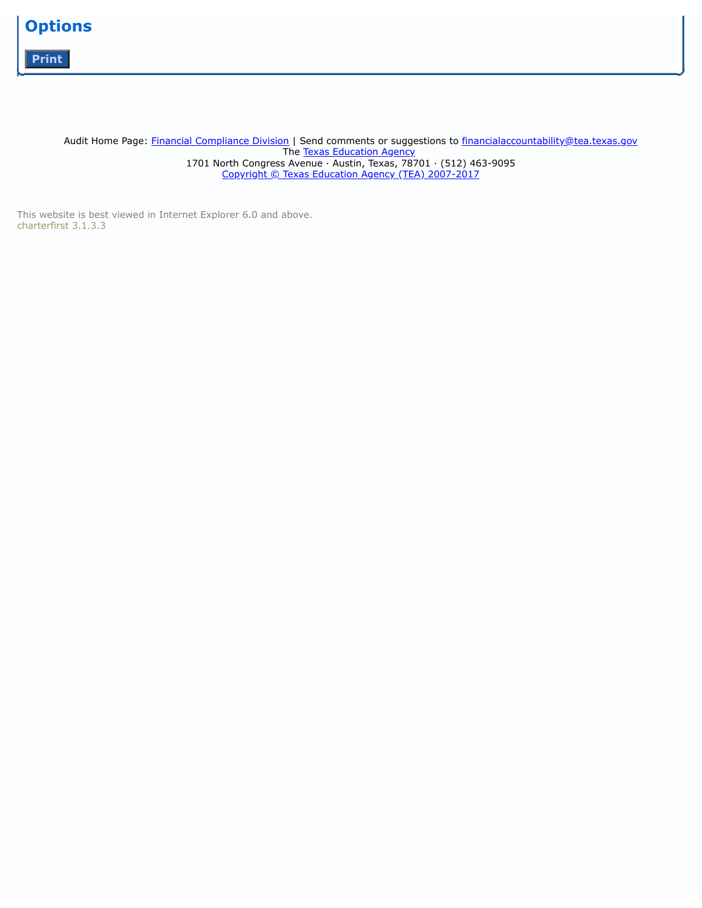## Options

Print

Audit Home Page: Financial Compliance Division | Send comments or suggestions to financialaccountability@tea.texas.gov
The Texas Education Agency
1701 North Congress Avenue · Austin, Texas, 78701 · (512) 463-9095
Copyright © Texas Education Agency (TEA) 2007-2017

This website is best viewed in Internet Explorer 6.0 and above.
charterfirst 3.1.3.3